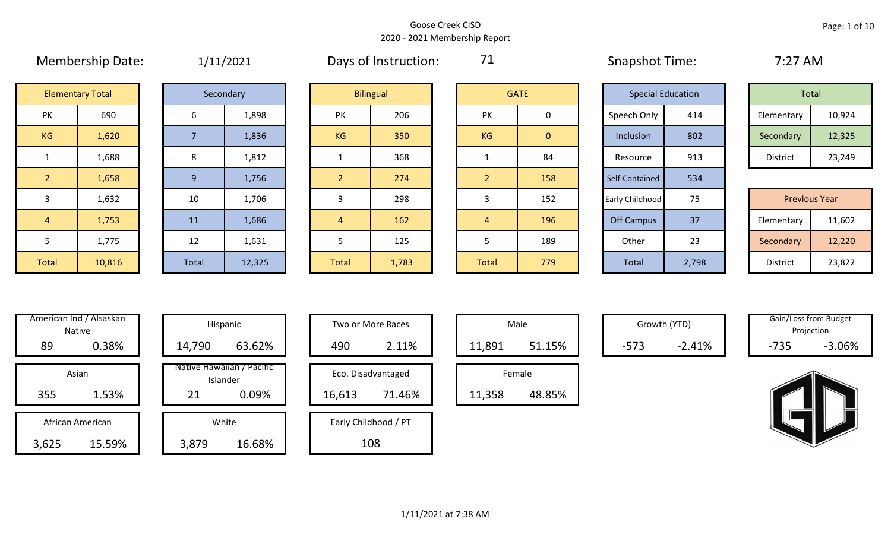Goose Creek CISD

2020 - 2021 Membership Report

Membership Date: 1/11/2021

Days of Instruction: 71

Snapshot Time: 7:27 AM

| Elementary Total | |
|---|---|
| PK | 690 |
| KG | 1,620 |
| 1 | 1,688 |
| 2 | 1,658 |
| 3 | 1,632 |
| 4 | 1,753 |
| 5 | 1,775 |
| Total | 10,816 |

| Secondary | |
|---|---|
| 6 | 1,898 |
| 7 | 1,836 |
| 8 | 1,812 |
| 9 | 1,756 |
| 10 | 1,706 |
| 11 | 1,686 |
| 12 | 1,631 |
| Total | 12,325 |

| Bilingual | |
|---|---|
| PK | 206 |
| KG | 350 |
| 1 | 368 |
| 2 | 274 |
| 3 | 298 |
| 4 | 162 |
| 5 | 125 |
| Total | 1,783 |

| GATE | |
|---|---|
| PK | 0 |
| KG | 0 |
| 1 | 84 |
| 2 | 158 |
| 3 | 152 |
| 4 | 196 |
| 5 | 189 |
| Total | 779 |

| Special Education | |
|---|---|
| Speech Only | 414 |
| Inclusion | 802 |
| Resource | 913 |
| Self-Contained | 534 |
| Early Childhood | 75 |
| Off Campus | 37 |
| Other | 23 |
| Total | 2,798 |

| Total | |
|---|---|
| Elementary | 10,924 |
| Secondary | 12,325 |
| District | 23,249 |

| Previous Year | |
|---|---|
| Elementary | 11,602 |
| Secondary | 12,220 |
| District | 23,822 |

| Category | Count | Percent |
|---|---|---|
| American Ind / Alsaskan Native | 89 | 0.38% |
| Asian | 355 | 1.53% |
| African American | 3,625 | 15.59% |
| Hispanic | 14,790 | 63.62% |
| Native Hawaiian / Pacific Islander | 21 | 0.09% |
| White | 3,879 | 16.68% |
| Two or More Races | 490 | 2.11% |
| Eco. Disadvantaged | 16,613 | 71.46% |
| Early Childhood / PT | 108 | |
| Male | 11,891 | 51.15% |
| Female | 11,358 | 48.85% |
| Growth (YTD) | -573 | -2.41% |
| Gain/Loss from Budget Projection | -735 | -3.06% |

1/11/2021 at 7:38 AM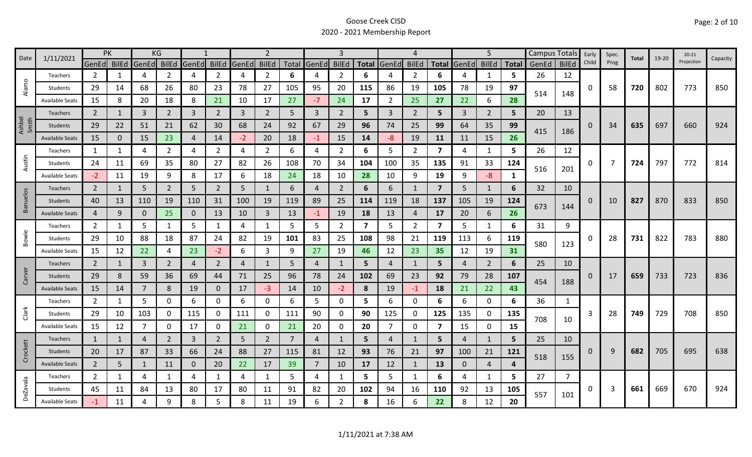# Goose Creek CISD

## 2020 - 2021 Membership Report

| Date | 1/11/2021 | PK | | KG | | 1 | | 2 | | | 3 | | | 4 | | | 5 | | | Campus Totals | | Early Child | Spec. Prog | Total | 19-20 | 20-21 Projection | Capacity |
|---|---|---|---|---|---|---|---|---|---|---|---|---|---|---|---|---|---|---|---|---|---|---|---|---|---|---|---|
| | | GenEd | BilEd | GenEd | BilEd | GenEd | BilEd | GenEd | BilEd | Total | GenEd | BilEd | Total | GenEd | BilEd | Total | GenEd | BilEd | Total | GenEd | BilEd | | | | | | |
| Alamo | Teachers | 2 | 1 | 4 | 2 | 4 | 2 | 4 | 2 | 6 | 4 | 2 | 6 | 4 | 2 | 6 | 4 | 1 | 5 | 26 | 12 | 0 | 58 | 720 | 802 | 773 | 850 |
| | Students | 29 | 14 | 68 | 26 | 80 | 23 | 78 | 27 | 105 | 95 | 20 | 115 | 86 | 19 | 105 | 78 | 19 | 97 | 514 | 148 | | | | | | |
| | Available Seats | 15 | 8 | 20 | 18 | 8 | 21 | 10 | 17 | 27 | -7 | 24 | 17 | 2 | 25 | 27 | 22 | 6 | 28 | | | | | | | | |
| Ashbel Smith | Teachers | 2 | 1 | 3 | 2 | 3 | 2 | 3 | 2 | 5 | 3 | 2 | 5 | 3 | 2 | 5 | 3 | 2 | 5 | 20 | 13 | 0 | 34 | 635 | 697 | 660 | 924 |
| | Students | 29 | 22 | 51 | 21 | 62 | 30 | 68 | 24 | 92 | 67 | 29 | 96 | 74 | 25 | 99 | 64 | 35 | 99 | 415 | 186 | | | | | | |
| | Available Seats | 15 | 0 | 15 | 23 | 4 | 14 | -2 | 20 | 18 | -1 | 15 | 14 | -8 | 19 | 11 | 11 | 15 | 26 | | | | | | | | |
| Austin | Teachers | 1 | 1 | 4 | 2 | 4 | 2 | 4 | 2 | 6 | 4 | 2 | 6 | 5 | 2 | 7 | 4 | 1 | 5 | 26 | 12 | 0 | 7 | 724 | 797 | 772 | 814 |
| | Students | 24 | 11 | 69 | 35 | 80 | 27 | 82 | 26 | 108 | 70 | 34 | 104 | 100 | 35 | 135 | 91 | 33 | 124 | 516 | 201 | | | | | | |
| | Available Seats | -2 | 11 | 19 | 9 | 8 | 17 | 6 | 18 | 24 | 18 | 10 | 28 | 10 | 9 | 19 | 9 | -8 | 1 | | | | | | | | |
| Banuelos | Teachers | 2 | 1 | 5 | 2 | 5 | 2 | 5 | 1 | 6 | 4 | 2 | 6 | 6 | 1 | 7 | 5 | 1 | 6 | 32 | 10 | 0 | 10 | 827 | 870 | 833 | 850 |
| | Students | 40 | 13 | 110 | 19 | 110 | 31 | 100 | 19 | 119 | 89 | 25 | 114 | 119 | 18 | 137 | 105 | 19 | 124 | 673 | 144 | | | | | | |
| | Available Seats | 4 | 9 | 0 | 25 | 0 | 13 | 10 | 3 | 13 | -1 | 19 | 18 | 13 | 4 | 17 | 20 | 6 | 26 | | | | | | | | |
| Bowie | Teachers | 2 | 1 | 5 | 1 | 5 | 1 | 4 | 1 | 5 | 5 | 2 | 7 | 5 | 2 | 7 | 5 | 1 | 6 | 31 | 9 | 0 | 28 | 731 | 822 | 783 | 880 |
| | Students | 29 | 10 | 88 | 18 | 87 | 24 | 82 | 19 | 101 | 83 | 25 | 108 | 98 | 21 | 119 | 113 | 6 | 119 | 580 | 123 | | | | | | |
| | Available Seats | 15 | 12 | 22 | 4 | 23 | -2 | 6 | 3 | 9 | 27 | 19 | 46 | 12 | 23 | 35 | 12 | 19 | 31 | | | | | | | | |
| Carver | Teachers | 2 | 1 | 3 | 2 | 4 | 2 | 4 | 1 | 5 | 4 | 1 | 5 | 4 | 1 | 5 | 4 | 2 | 6 | 25 | 10 | 0 | 17 | 659 | 733 | 723 | 836 |
| | Students | 29 | 8 | 59 | 36 | 69 | 44 | 71 | 25 | 96 | 78 | 24 | 102 | 69 | 23 | 92 | 79 | 28 | 107 | 454 | 188 | | | | | | |
| | Available Seats | 15 | 14 | 7 | 8 | 19 | 0 | 17 | -3 | 14 | 10 | -2 | 8 | 19 | -1 | 18 | 21 | 22 | 43 | | | | | | | | |
| Clark | Teachers | 2 | 1 | 5 | 0 | 6 | 0 | 6 | 0 | 6 | 5 | 0 | 5 | 6 | 0 | 6 | 6 | 0 | 6 | 36 | 1 | 3 | 28 | 749 | 729 | 708 | 850 |
| | Students | 29 | 10 | 103 | 0 | 115 | 0 | 111 | 0 | 111 | 90 | 0 | 90 | 125 | 0 | 125 | 135 | 0 | 135 | 708 | 10 | | | | | | |
| | Available Seats | 15 | 12 | 7 | 0 | 17 | 0 | 21 | 0 | 21 | 20 | 0 | 20 | 7 | 0 | 7 | 15 | 0 | 15 | | | | | | | | |
| Crockett | Teachers | 1 | 1 | 4 | 2 | 3 | 2 | 5 | 2 | 7 | 4 | 1 | 5 | 4 | 1 | 5 | 4 | 1 | 5 | 25 | 10 | 0 | 9 | 682 | 705 | 695 | 638 |
| | Students | 20 | 17 | 87 | 33 | 66 | 24 | 88 | 27 | 115 | 81 | 12 | 93 | 76 | 21 | 97 | 100 | 21 | 121 | 518 | 155 | | | | | | |
| | Available Seats | 2 | 5 | 1 | 11 | 0 | 20 | 22 | 17 | 39 | 7 | 10 | 17 | 12 | 1 | 13 | 0 | 4 | 4 | | | | | | | | |
| DeZavala | Teachers | 2 | 1 | 4 | 1 | 4 | 1 | 4 | 1 | 5 | 4 | 1 | 5 | 5 | 1 | 6 | 4 | 1 | 5 | 27 | 7 | 0 | 3 | 661 | 669 | 670 | 924 |
| | Students | 45 | 11 | 84 | 13 | 80 | 17 | 80 | 11 | 91 | 82 | 20 | 102 | 94 | 16 | 110 | 92 | 13 | 105 | 557 | 101 | | | | | | |
| | Available Seats | -1 | 11 | 4 | 9 | 8 | 5 | 8 | 11 | 19 | 6 | 2 | 8 | 16 | 6 | 22 | 8 | 12 | 20 | | | | | | | | |

1/11/2021 at 7:38 AM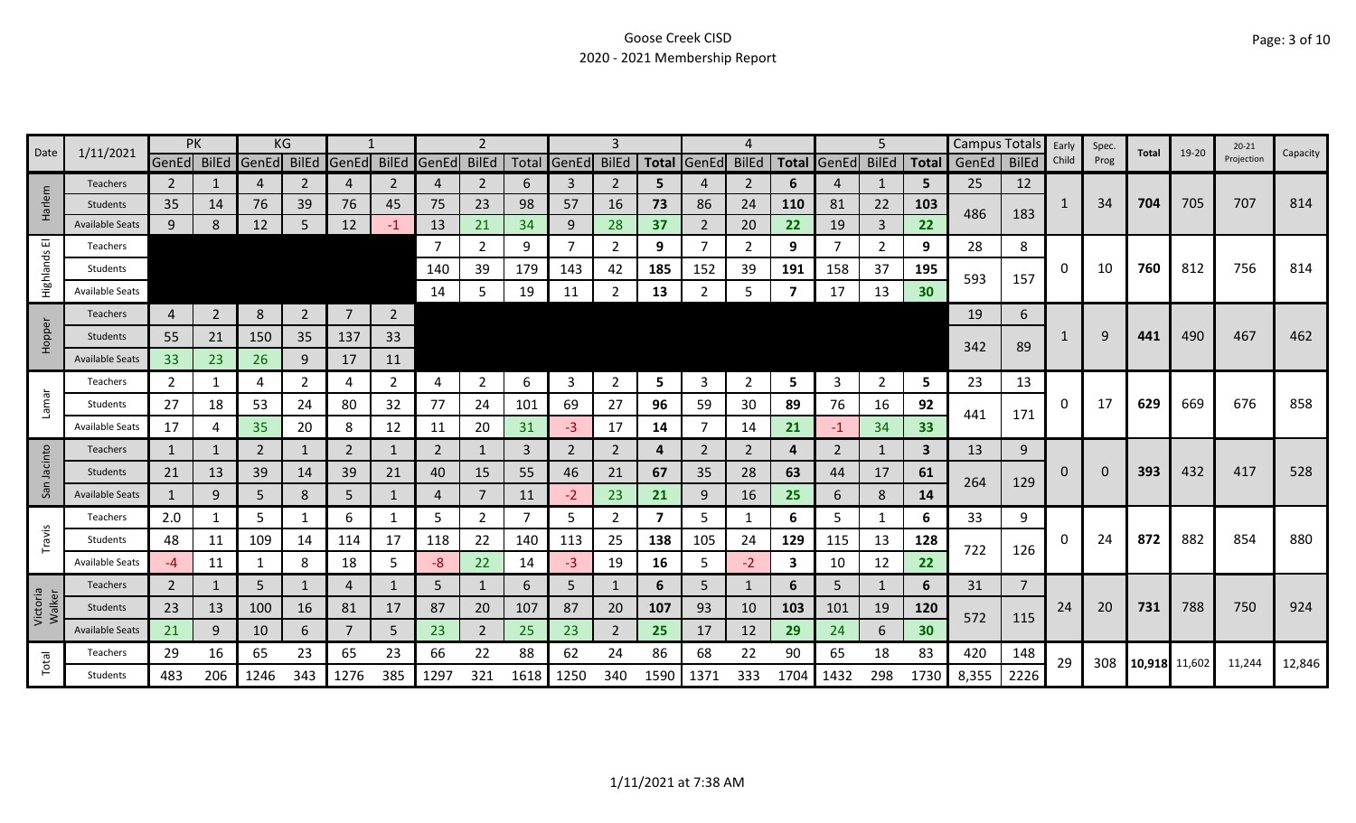Goose Creek CISD
2020 - 2021 Membership Report

| Date | 1/11/2021 | PK | | KG | | 1 | | 2 | | | 3 | | | 4 | | | 5 | | | Campus Totals | | Early Child | Spec. Prog | Total | 19-20 | 20-21 Projection | Capacity |
|---|---|---|---|---|---|---|---|---|---|---|---|---|---|---|---|---|---|---|---|---|---|---|---|---|---|---|---|
| | | GenEd | BilEd | GenEd | BilEd | GenEd | BilEd | GenEd | BilEd | Total | GenEd | BilEd | Total | GenEd | BilEd | Total | GenEd | BilEd | Total | GenEd | BilEd | | | | | | |
| Harlem | Teachers | 2 | 1 | 4 | 2 | 4 | 2 | 4 | 2 | 6 | 3 | 2 | 5 | 4 | 2 | 6 | 4 | 1 | 5 | 25 | 12 | 1 | 34 | 704 | 705 | 707 | 814 |
| | Students | 35 | 14 | 76 | 39 | 76 | 45 | 75 | 23 | 98 | 57 | 16 | 73 | 86 | 24 | 110 | 81 | 22 | 103 | 486 | 183 | | | | | | |
| | Available Seats | 9 | 8 | 12 | 5 | 12 | -1 | 13 | 21 | 34 | 9 | 28 | 37 | 2 | 20 | 22 | 19 | 3 | 22 | | | | | | | | |
| Highlands El | Teachers | | | | | | | 7 | 2 | 9 | 7 | 2 | 9 | 7 | 2 | 9 | 7 | 2 | 9 | 28 | 8 | 0 | 10 | 760 | 812 | 756 | 814 |
| | Students | | | | | | | 140 | 39 | 179 | 143 | 42 | 185 | 152 | 39 | 191 | 158 | 37 | 195 | 593 | 157 | | | | | | |
| | Available Seats | | | | | | | 14 | 5 | 19 | 11 | 2 | 13 | 2 | 5 | 7 | 17 | 13 | 30 | | | | | | | | |
| Hopper | Teachers | 4 | 2 | 8 | 2 | 7 | 2 | | | | | | | | | | | | | 19 | 6 | 1 | 9 | 441 | 490 | 467 | 462 |
| | Students | 55 | 21 | 150 | 35 | 137 | 33 | | | | | | | | | | | | | 342 | 89 | | | | | | |
| | Available Seats | 33 | 23 | 26 | 9 | 17 | 11 | | | | | | | | | | | | | | | | | | | | |
| Lamar | Teachers | 2 | 1 | 4 | 2 | 4 | 2 | 4 | 2 | 6 | 3 | 2 | 5 | 3 | 2 | 5 | 3 | 2 | 5 | 23 | 13 | 0 | 17 | 629 | 669 | 676 | 858 |
| | Students | 27 | 18 | 53 | 24 | 80 | 32 | 77 | 24 | 101 | 69 | 27 | 96 | 59 | 30 | 89 | 76 | 16 | 92 | 441 | 171 | | | | | | |
| | Available Seats | 17 | 4 | 35 | 20 | 8 | 12 | 11 | 20 | 31 | -3 | 17 | 14 | 7 | 14 | 21 | -1 | 34 | 33 | | | | | | | | |
| San Jacinto | Teachers | 1 | 1 | 2 | 1 | 2 | 1 | 2 | 1 | 3 | 2 | 2 | 4 | 2 | 2 | 4 | 2 | 1 | 3 | 13 | 9 | 0 | 0 | 393 | 432 | 417 | 528 |
| | Students | 21 | 13 | 39 | 14 | 39 | 21 | 40 | 15 | 55 | 46 | 21 | 67 | 35 | 28 | 63 | 44 | 17 | 61 | 264 | 129 | | | | | | |
| | Available Seats | 1 | 9 | 5 | 8 | 5 | 1 | 4 | 7 | 11 | -2 | 23 | 21 | 9 | 16 | 25 | 6 | 8 | 14 | | | | | | | | |
| Travis | Teachers | 2.0 | 1 | 5 | 1 | 6 | 1 | 5 | 2 | 7 | 5 | 2 | 7 | 5 | 1 | 6 | 5 | 1 | 6 | 33 | 9 | 0 | 24 | 872 | 882 | 854 | 880 |
| | Students | 48 | 11 | 109 | 14 | 114 | 17 | 118 | 22 | 140 | 113 | 25 | 138 | 105 | 24 | 129 | 115 | 13 | 128 | 722 | 126 | | | | | | |
| | Available Seats | -4 | 11 | 1 | 8 | 18 | 5 | -8 | 22 | 14 | -3 | 19 | 16 | 5 | -2 | 3 | 10 | 12 | 22 | | | | | | | | |
| Victoria Walker | Teachers | 2 | 1 | 5 | 1 | 4 | 1 | 5 | 1 | 6 | 5 | 1 | 6 | 5 | 1 | 6 | 5 | 1 | 6 | 31 | 7 | 24 | 20 | 731 | 788 | 750 | 924 |
| | Students | 23 | 13 | 100 | 16 | 81 | 17 | 87 | 20 | 107 | 87 | 20 | 107 | 93 | 10 | 103 | 101 | 19 | 120 | 572 | 115 | | | | | | |
| | Available Seats | 21 | 9 | 10 | 6 | 7 | 5 | 23 | 2 | 25 | 23 | 2 | 25 | 17 | 12 | 29 | 24 | 6 | 30 | | | | | | | | |
| Total | Teachers | 29 | 16 | 65 | 23 | 65 | 23 | 66 | 22 | 88 | 62 | 24 | 86 | 68 | 22 | 90 | 65 | 18 | 83 | 420 | 148 | 29 | 308 | 10,918 | 11,602 | 11,244 | 12,846 |
| | Students | 483 | 206 | 1246 | 343 | 1276 | 385 | 1297 | 321 | 1618 | 1250 | 340 | 1590 | 1371 | 333 | 1704 | 1432 | 298 | 1730 | 8,355 | 2226 | | | | | | |

1/11/2021 at 7:38 AM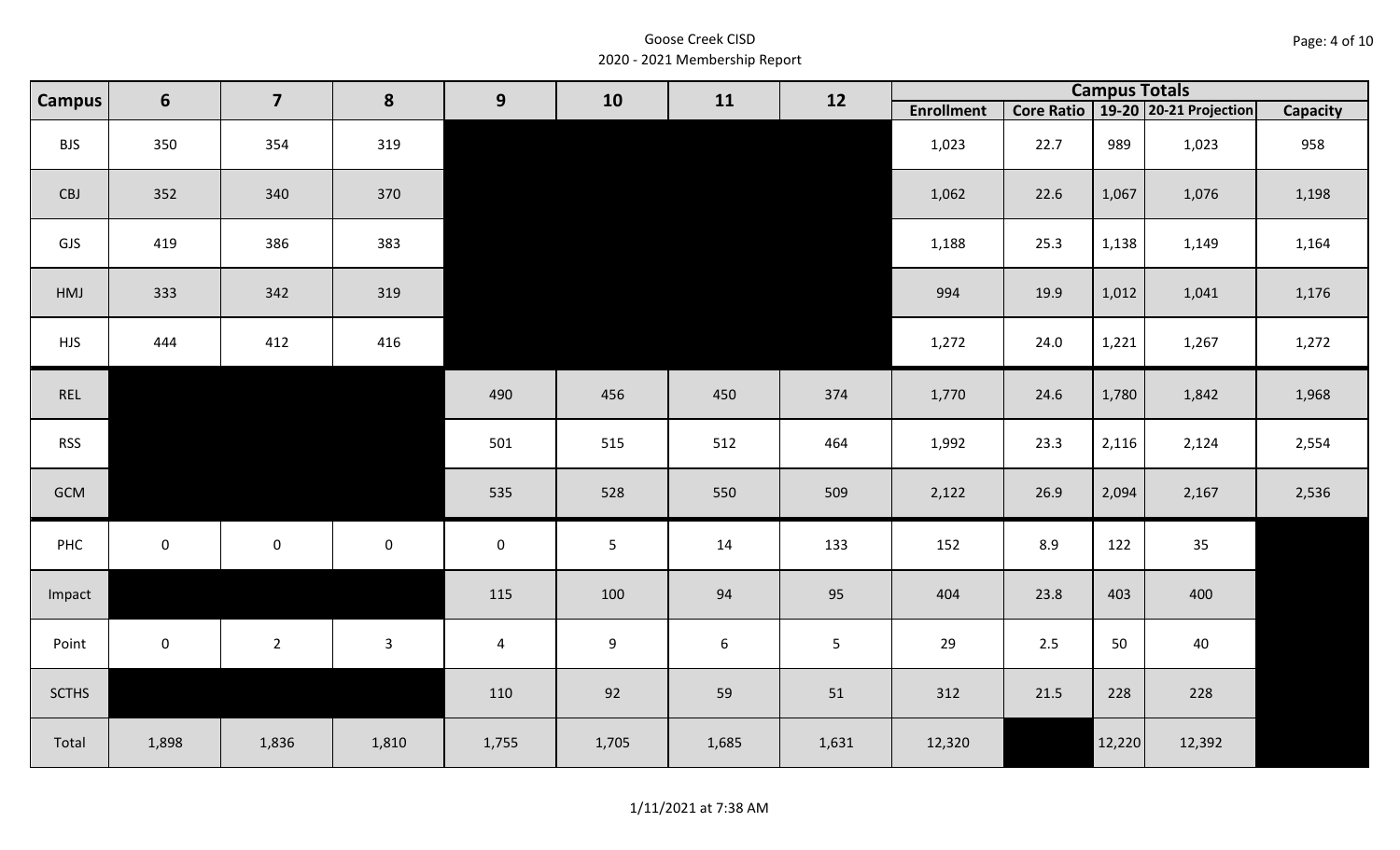# Goose Creek CISD
## 2020 - 2021 Membership Report

| Campus | 6 | 7 | 8 | 9 | 10 | 11 | 12 | Campus Totals | | | | |
|---|---|---|---|---|---|---|---|---|---|---|---|---|
| | | | | | | | | Enrollment | Core Ratio | 19-20 | 20-21 Projection | Capacity |
| BJS | 350 | 354 | 319 | | | | | 1,023 | 22.7 | 989 | 1,023 | 958 |
| CBJ | 352 | 340 | 370 | | | | | 1,062 | 22.6 | 1,067 | 1,076 | 1,198 |
| GJS | 419 | 386 | 383 | | | | | 1,188 | 25.3 | 1,138 | 1,149 | 1,164 |
| HMJ | 333 | 342 | 319 | | | | | 994 | 19.9 | 1,012 | 1,041 | 1,176 |
| HJS | 444 | 412 | 416 | | | | | 1,272 | 24.0 | 1,221 | 1,267 | 1,272 |
| REL | | | | 490 | 456 | 450 | 374 | 1,770 | 24.6 | 1,780 | 1,842 | 1,968 |
| RSS | | | | 501 | 515 | 512 | 464 | 1,992 | 23.3 | 2,116 | 2,124 | 2,554 |
| GCM | | | | 535 | 528 | 550 | 509 | 2,122 | 26.9 | 2,094 | 2,167 | 2,536 |
| PHC | 0 | 0 | 0 | 0 | 5 | 14 | 133 | 152 | 8.9 | 122 | 35 | |
| Impact | | | | 115 | 100 | 94 | 95 | 404 | 23.8 | 403 | 400 | |
| Point | 0 | 2 | 3 | 4 | 9 | 6 | 5 | 29 | 2.5 | 50 | 40 | |
| SCTHS | | | | 110 | 92 | 59 | 51 | 312 | 21.5 | 228 | 228 | |
| Total | 1,898 | 1,836 | 1,810 | 1,755 | 1,705 | 1,685 | 1,631 | 12,320 | | 12,220 | 12,392 | |

1/11/2021 at 7:38 AM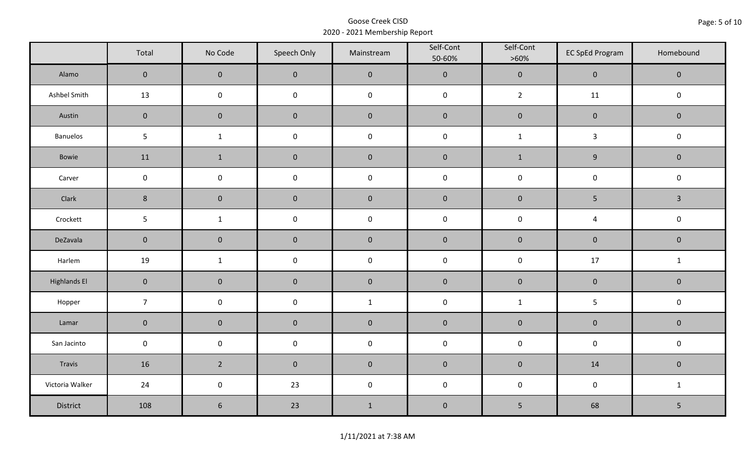# Goose Creek CISD

2020 - 2021 Membership Report

| | Total | No Code | Speech Only | Mainstream | Self-Cont 50-60% | Self-Cont >60% | EC SpEd Program | Homebound |
|---|---|---|---|---|---|---|---|---|
| Alamo | 0 | 0 | 0 | 0 | 0 | 0 | 0 | 0 |
| Ashbel Smith | 13 | 0 | 0 | 0 | 0 | 2 | 11 | 0 |
| Austin | 0 | 0 | 0 | 0 | 0 | 0 | 0 | 0 |
| Banuelos | 5 | 1 | 0 | 0 | 0 | 1 | 3 | 0 |
| Bowie | 11 | 1 | 0 | 0 | 0 | 1 | 9 | 0 |
| Carver | 0 | 0 | 0 | 0 | 0 | 0 | 0 | 0 |
| Clark | 8 | 0 | 0 | 0 | 0 | 0 | 5 | 3 |
| Crockett | 5 | 1 | 0 | 0 | 0 | 0 | 4 | 0 |
| DeZavala | 0 | 0 | 0 | 0 | 0 | 0 | 0 | 0 |
| Harlem | 19 | 1 | 0 | 0 | 0 | 0 | 17 | 1 |
| Highlands El | 0 | 0 | 0 | 0 | 0 | 0 | 0 | 0 |
| Hopper | 7 | 0 | 0 | 1 | 0 | 1 | 5 | 0 |
| Lamar | 0 | 0 | 0 | 0 | 0 | 0 | 0 | 0 |
| San Jacinto | 0 | 0 | 0 | 0 | 0 | 0 | 0 | 0 |
| Travis | 16 | 2 | 0 | 0 | 0 | 0 | 14 | 0 |
| Victoria Walker | 24 | 0 | 23 | 0 | 0 | 0 | 0 | 1 |
| District | 108 | 6 | 23 | 1 | 0 | 5 | 68 | 5 |

1/11/2021 at 7:38 AM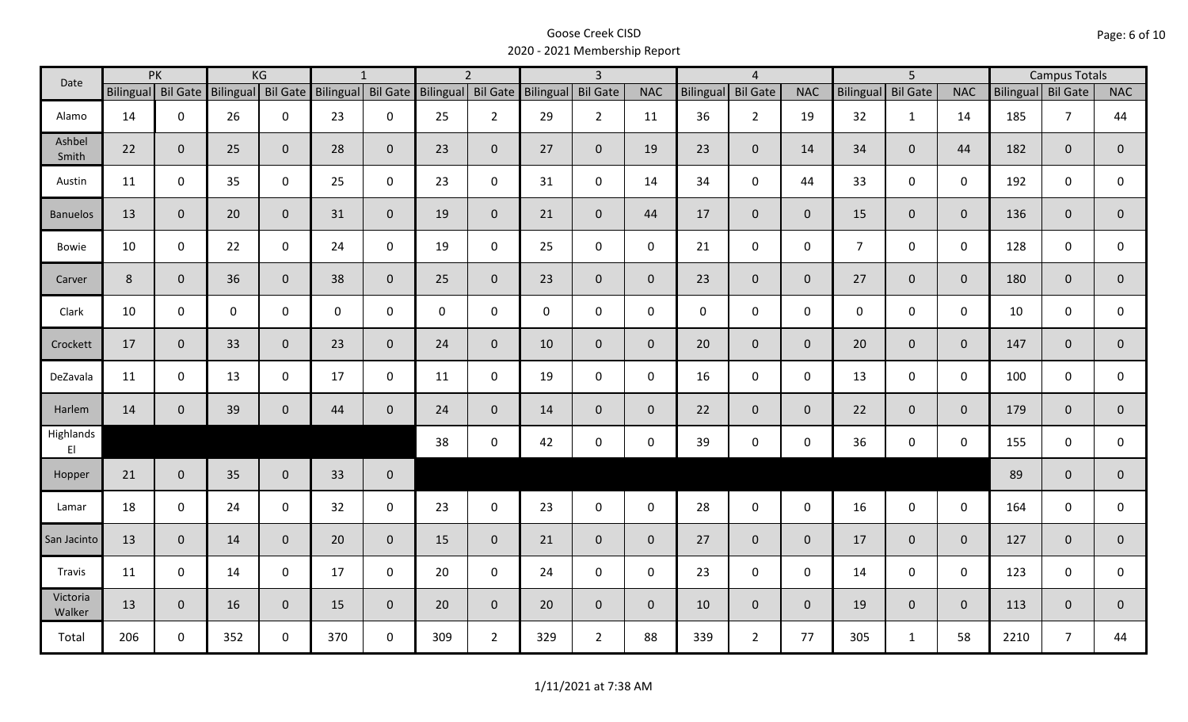# Goose Creek CISD
## 2020 - 2021 Membership Report

| Date | PK | | KG | | 1 | | 2 | | 3 | | | 4 | | | 5 | | | Campus Totals | | |
|---|---|---|---|---|---|---|---|---|---|---|---|---|---|---|---|---|---|---|---|---|
| | Bilingual | Bil Gate | Bilingual | Bil Gate | Bilingual | Bil Gate | Bilingual | Bil Gate | Bilingual | Bil Gate | NAC | Bilingual | Bil Gate | NAC | Bilingual | Bil Gate | NAC | Bilingual | Bil Gate | NAC |
| Alamo | 14 | 0 | 26 | 0 | 23 | 0 | 25 | 2 | 29 | 2 | 11 | 36 | 2 | 19 | 32 | 1 | 14 | 185 | 7 | 44 |
| Ashbel Smith | 22 | 0 | 25 | 0 | 28 | 0 | 23 | 0 | 27 | 0 | 19 | 23 | 0 | 14 | 34 | 0 | 44 | 182 | 0 | 0 |
| Austin | 11 | 0 | 35 | 0 | 25 | 0 | 23 | 0 | 31 | 0 | 14 | 34 | 0 | 44 | 33 | 0 | 0 | 192 | 0 | 0 |
| Banuelos | 13 | 0 | 20 | 0 | 31 | 0 | 19 | 0 | 21 | 0 | 44 | 17 | 0 | 0 | 15 | 0 | 0 | 136 | 0 | 0 |
| Bowie | 10 | 0 | 22 | 0 | 24 | 0 | 19 | 0 | 25 | 0 | 0 | 21 | 0 | 0 | 7 | 0 | 0 | 128 | 0 | 0 |
| Carver | 8 | 0 | 36 | 0 | 38 | 0 | 25 | 0 | 23 | 0 | 0 | 23 | 0 | 0 | 27 | 0 | 0 | 180 | 0 | 0 |
| Clark | 10 | 0 | 0 | 0 | 0 | 0 | 0 | 0 | 0 | 0 | 0 | 0 | 0 | 0 | 0 | 0 | 0 | 10 | 0 | 0 |
| Crockett | 17 | 0 | 33 | 0 | 23 | 0 | 24 | 0 | 10 | 0 | 0 | 20 | 0 | 0 | 20 | 0 | 0 | 147 | 0 | 0 |
| DeZavala | 11 | 0 | 13 | 0 | 17 | 0 | 11 | 0 | 19 | 0 | 0 | 16 | 0 | 0 | 13 | 0 | 0 | 100 | 0 | 0 |
| Harlem | 14 | 0 | 39 | 0 | 44 | 0 | 24 | 0 | 14 | 0 | 0 | 22 | 0 | 0 | 22 | 0 | 0 | 179 | 0 | 0 |
| Highlands El | | | | | | | 38 | 0 | 42 | 0 | 0 | 39 | 0 | 0 | 36 | 0 | 0 | 155 | 0 | 0 |
| Hopper | 21 | 0 | 35 | 0 | 33 | 0 | | | | | | | | | | | | 89 | 0 | 0 |
| Lamar | 18 | 0 | 24 | 0 | 32 | 0 | 23 | 0 | 23 | 0 | 0 | 28 | 0 | 0 | 16 | 0 | 0 | 164 | 0 | 0 |
| San Jacinto | 13 | 0 | 14 | 0 | 20 | 0 | 15 | 0 | 21 | 0 | 0 | 27 | 0 | 0 | 17 | 0 | 0 | 127 | 0 | 0 |
| Travis | 11 | 0 | 14 | 0 | 17 | 0 | 20 | 0 | 24 | 0 | 0 | 23 | 0 | 0 | 14 | 0 | 0 | 123 | 0 | 0 |
| Victoria Walker | 13 | 0 | 16 | 0 | 15 | 0 | 20 | 0 | 20 | 0 | 0 | 10 | 0 | 0 | 19 | 0 | 0 | 113 | 0 | 0 |
| Total | 206 | 0 | 352 | 0 | 370 | 0 | 309 | 2 | 329 | 2 | 88 | 339 | 2 | 77 | 305 | 1 | 58 | 2210 | 7 | 44 |

1/11/2021 at 7:38 AM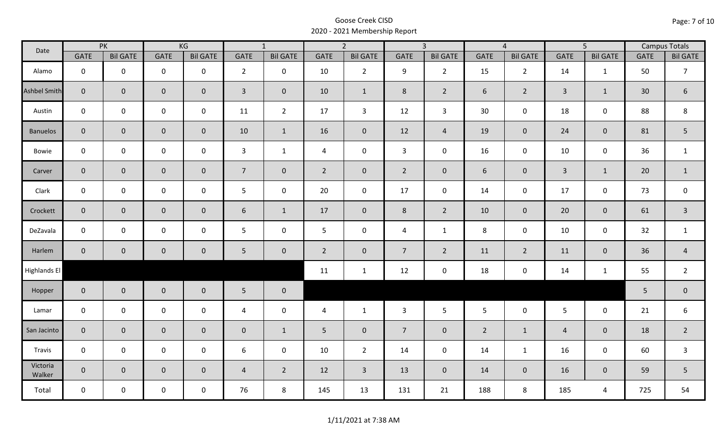# Goose Creek CISD
## 2020 - 2021 Membership Report

| Date | PK | | KG | | 1 | | 2 | | 3 | | 4 | | 5 | | Campus Totals | |
|---|---|---|---|---|---|---|---|---|---|---|---|---|---|---|---|---|
| | GATE | Bil GATE | GATE | Bil GATE | GATE | Bil GATE | GATE | Bil GATE | GATE | Bil GATE | GATE | Bil GATE | GATE | Bil GATE | GATE | Bil GATE |
| Alamo | 0 | 0 | 0 | 0 | 2 | 0 | 10 | 2 | 9 | 2 | 15 | 2 | 14 | 1 | 50 | 7 |
| Ashbel Smith | 0 | 0 | 0 | 0 | 3 | 0 | 10 | 1 | 8 | 2 | 6 | 2 | 3 | 1 | 30 | 6 |
| Austin | 0 | 0 | 0 | 0 | 11 | 2 | 17 | 3 | 12 | 3 | 30 | 0 | 18 | 0 | 88 | 8 |
| Banuelos | 0 | 0 | 0 | 0 | 10 | 1 | 16 | 0 | 12 | 4 | 19 | 0 | 24 | 0 | 81 | 5 |
| Bowie | 0 | 0 | 0 | 0 | 3 | 1 | 4 | 0 | 3 | 0 | 16 | 0 | 10 | 0 | 36 | 1 |
| Carver | 0 | 0 | 0 | 0 | 7 | 0 | 2 | 0 | 2 | 0 | 6 | 0 | 3 | 1 | 20 | 1 |
| Clark | 0 | 0 | 0 | 0 | 5 | 0 | 20 | 0 | 17 | 0 | 14 | 0 | 17 | 0 | 73 | 0 |
| Crockett | 0 | 0 | 0 | 0 | 6 | 1 | 17 | 0 | 8 | 2 | 10 | 0 | 20 | 0 | 61 | 3 |
| DeZavala | 0 | 0 | 0 | 0 | 5 | 0 | 5 | 0 | 4 | 1 | 8 | 0 | 10 | 0 | 32 | 1 |
| Harlem | 0 | 0 | 0 | 0 | 5 | 0 | 2 | 0 | 7 | 2 | 11 | 2 | 11 | 0 | 36 | 4 |
| Highlands El | | | | | | | 11 | 1 | 12 | 0 | 18 | 0 | 14 | 1 | 55 | 2 |
| Hopper | 0 | 0 | 0 | 0 | 5 | 0 | | | | | | | | | 5 | 0 |
| Lamar | 0 | 0 | 0 | 0 | 4 | 0 | 4 | 1 | 3 | 5 | 5 | 0 | 5 | 0 | 21 | 6 |
| San Jacinto | 0 | 0 | 0 | 0 | 0 | 1 | 5 | 0 | 7 | 0 | 2 | 1 | 4 | 0 | 18 | 2 |
| Travis | 0 | 0 | 0 | 0 | 6 | 0 | 10 | 2 | 14 | 0 | 14 | 1 | 16 | 0 | 60 | 3 |
| Victoria Walker | 0 | 0 | 0 | 0 | 4 | 2 | 12 | 3 | 13 | 0 | 14 | 0 | 16 | 0 | 59 | 5 |
| Total | 0 | 0 | 0 | 0 | 76 | 8 | 145 | 13 | 131 | 21 | 188 | 8 | 185 | 4 | 725 | 54 |

1/11/2021 at 7:38 AM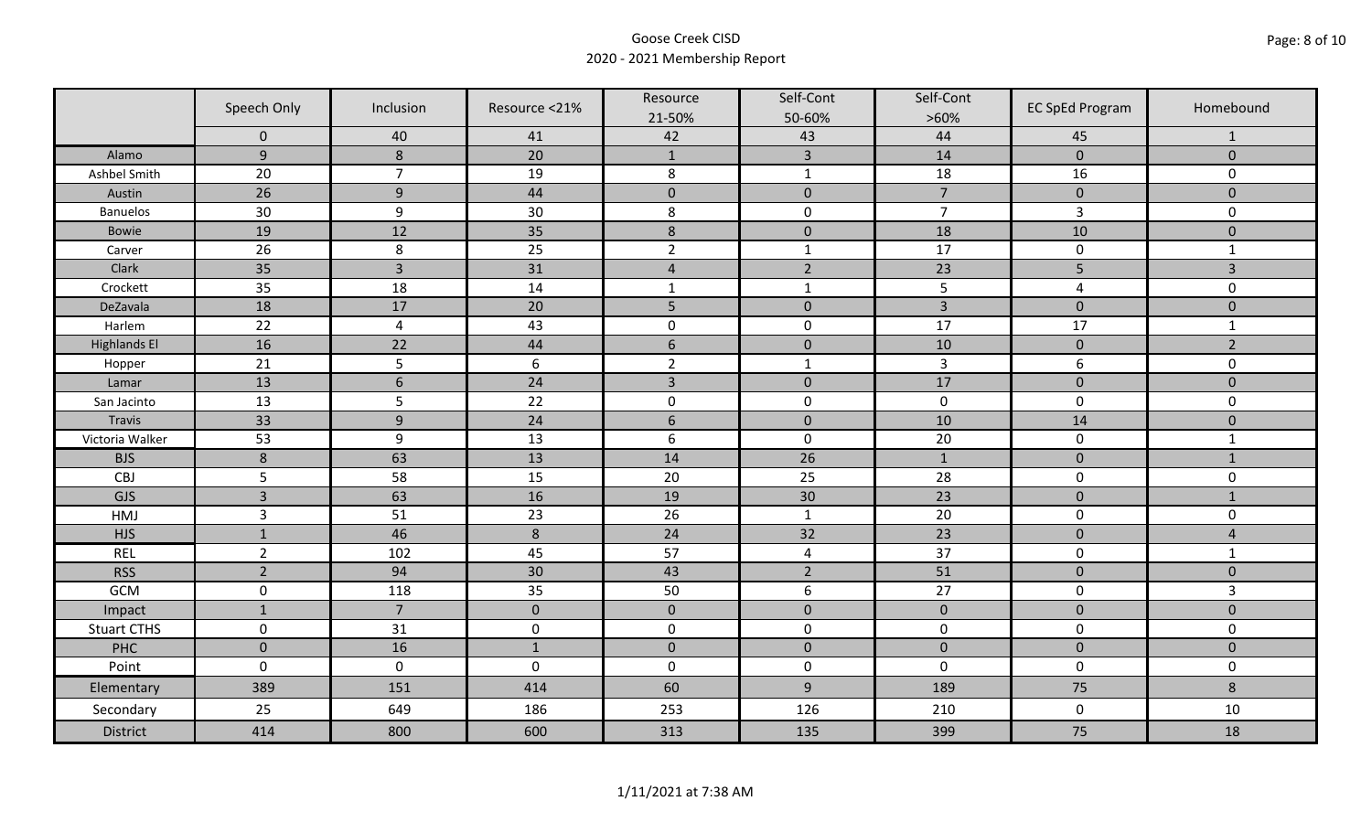# Goose Creek CISD
## 2020 - 2021 Membership Report

| | Speech Only | Inclusion | Resource <21% | Resource 21-50% | Self-Cont 50-60% | Self-Cont >60% | EC SpEd Program | Homebound |
|---|---|---|---|---|---|---|---|---|
| | 0 | 40 | 41 | 42 | 43 | 44 | 45 | 1 |
| Alamo | 9 | 8 | 20 | 1 | 3 | 14 | 0 | 0 |
| Ashbel Smith | 20 | 7 | 19 | 8 | 1 | 18 | 16 | 0 |
| Austin | 26 | 9 | 44 | 0 | 0 | 7 | 0 | 0 |
| Banuelos | 30 | 9 | 30 | 8 | 0 | 7 | 3 | 0 |
| Bowie | 19 | 12 | 35 | 8 | 0 | 18 | 10 | 0 |
| Carver | 26 | 8 | 25 | 2 | 1 | 17 | 0 | 1 |
| Clark | 35 | 3 | 31 | 4 | 2 | 23 | 5 | 3 |
| Crockett | 35 | 18 | 14 | 1 | 1 | 5 | 4 | 0 |
| DeZavala | 18 | 17 | 20 | 5 | 0 | 3 | 0 | 0 |
| Harlem | 22 | 4 | 43 | 0 | 0 | 17 | 17 | 1 |
| Highlands El | 16 | 22 | 44 | 6 | 0 | 10 | 0 | 2 |
| Hopper | 21 | 5 | 6 | 2 | 1 | 3 | 6 | 0 |
| Lamar | 13 | 6 | 24 | 3 | 0 | 17 | 0 | 0 |
| San Jacinto | 13 | 5 | 22 | 0 | 0 | 0 | 0 | 0 |
| Travis | 33 | 9 | 24 | 6 | 0 | 10 | 14 | 0 |
| Victoria Walker | 53 | 9 | 13 | 6 | 0 | 20 | 0 | 1 |
| BJS | 8 | 63 | 13 | 14 | 26 | 1 | 0 | 1 |
| CBJ | 5 | 58 | 15 | 20 | 25 | 28 | 0 | 0 |
| GJS | 3 | 63 | 16 | 19 | 30 | 23 | 0 | 1 |
| HMJ | 3 | 51 | 23 | 26 | 1 | 20 | 0 | 0 |
| HJS | 1 | 46 | 8 | 24 | 32 | 23 | 0 | 4 |
| REL | 2 | 102 | 45 | 57 | 4 | 37 | 0 | 1 |
| RSS | 2 | 94 | 30 | 43 | 2 | 51 | 0 | 0 |
| GCM | 0 | 118 | 35 | 50 | 6 | 27 | 0 | 3 |
| Impact | 1 | 7 | 0 | 0 | 0 | 0 | 0 | 0 |
| Stuart CTHS | 0 | 31 | 0 | 0 | 0 | 0 | 0 | 0 |
| PHC | 0 | 16 | 1 | 0 | 0 | 0 | 0 | 0 |
| Point | 0 | 0 | 0 | 0 | 0 | 0 | 0 | 0 |
| Elementary | 389 | 151 | 414 | 60 | 9 | 189 | 75 | 8 |
| Secondary | 25 | 649 | 186 | 253 | 126 | 210 | 0 | 10 |
| District | 414 | 800 | 600 | 313 | 135 | 399 | 75 | 18 |

1/11/2021 at 7:38 AM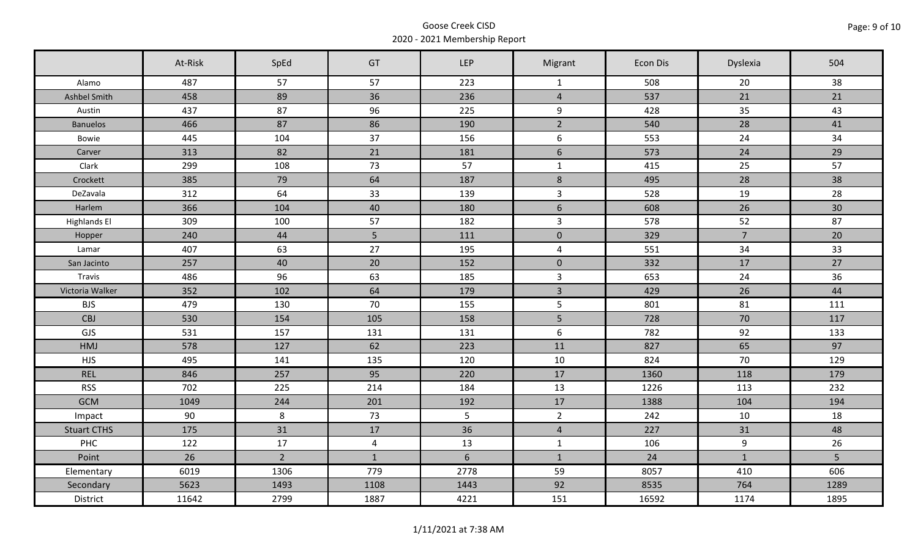Goose Creek CISD
2020 - 2021 Membership Report

| | At-Risk | SpEd | GT | LEP | Migrant | Econ Dis | Dyslexia | 504 |
|---|---|---|---|---|---|---|---|---|
| Alamo | 487 | 57 | 57 | 223 | 1 | 508 | 20 | 38 |
| Ashbel Smith | 458 | 89 | 36 | 236 | 4 | 537 | 21 | 21 |
| Austin | 437 | 87 | 96 | 225 | 9 | 428 | 35 | 43 |
| Banuelos | 466 | 87 | 86 | 190 | 2 | 540 | 28 | 41 |
| Bowie | 445 | 104 | 37 | 156 | 6 | 553 | 24 | 34 |
| Carver | 313 | 82 | 21 | 181 | 6 | 573 | 24 | 29 |
| Clark | 299 | 108 | 73 | 57 | 1 | 415 | 25 | 57 |
| Crockett | 385 | 79 | 64 | 187 | 8 | 495 | 28 | 38 |
| DeZavala | 312 | 64 | 33 | 139 | 3 | 528 | 19 | 28 |
| Harlem | 366 | 104 | 40 | 180 | 6 | 608 | 26 | 30 |
| Highlands El | 309 | 100 | 57 | 182 | 3 | 578 | 52 | 87 |
| Hopper | 240 | 44 | 5 | 111 | 0 | 329 | 7 | 20 |
| Lamar | 407 | 63 | 27 | 195 | 4 | 551 | 34 | 33 |
| San Jacinto | 257 | 40 | 20 | 152 | 0 | 332 | 17 | 27 |
| Travis | 486 | 96 | 63 | 185 | 3 | 653 | 24 | 36 |
| Victoria Walker | 352 | 102 | 64 | 179 | 3 | 429 | 26 | 44 |
| BJS | 479 | 130 | 70 | 155 | 5 | 801 | 81 | 111 |
| CBJ | 530 | 154 | 105 | 158 | 5 | 728 | 70 | 117 |
| GJS | 531 | 157 | 131 | 131 | 6 | 782 | 92 | 133 |
| HMJ | 578 | 127 | 62 | 223 | 11 | 827 | 65 | 97 |
| HJS | 495 | 141 | 135 | 120 | 10 | 824 | 70 | 129 |
| REL | 846 | 257 | 95 | 220 | 17 | 1360 | 118 | 179 |
| RSS | 702 | 225 | 214 | 184 | 13 | 1226 | 113 | 232 |
| GCM | 1049 | 244 | 201 | 192 | 17 | 1388 | 104 | 194 |
| Impact | 90 | 8 | 73 | 5 | 2 | 242 | 10 | 18 |
| Stuart CTHS | 175 | 31 | 17 | 36 | 4 | 227 | 31 | 48 |
| PHC | 122 | 17 | 4 | 13 | 1 | 106 | 9 | 26 |
| Point | 26 | 2 | 1 | 6 | 1 | 24 | 1 | 5 |
| Elementary | 6019 | 1306 | 779 | 2778 | 59 | 8057 | 410 | 606 |
| Secondary | 5623 | 1493 | 1108 | 1443 | 92 | 8535 | 764 | 1289 |
| District | 11642 | 2799 | 1887 | 4221 | 151 | 16592 | 1174 | 1895 |

1/11/2021 at 7:38 AM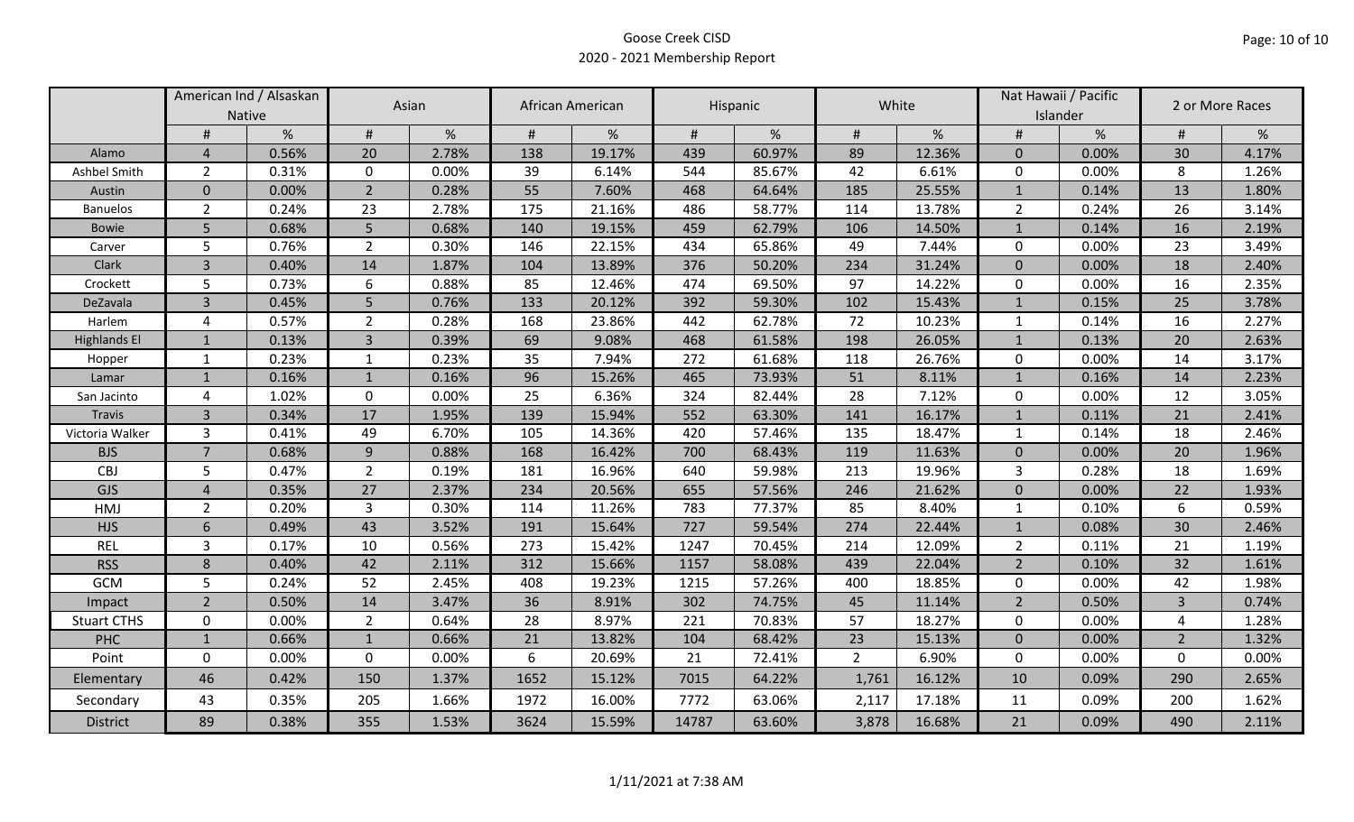Goose Creek CISD
2020 - 2021 Membership Report

| | American Ind / Alsaskan Native | | Asian | | African American | | Hispanic | | White | | Nat Hawaii / Pacific Islander | | 2 or More Races | |
|---|---|---|---|---|---|---|---|---|---|---|---|---|---|---|
| | # | % | # | % | # | % | # | % | # | % | # | % | # | % |
| Alamo | 4 | 0.56% | 20 | 2.78% | 138 | 19.17% | 439 | 60.97% | 89 | 12.36% | 0 | 0.00% | 30 | 4.17% |
| Ashbel Smith | 2 | 0.31% | 0 | 0.00% | 39 | 6.14% | 544 | 85.67% | 42 | 6.61% | 0 | 0.00% | 8 | 1.26% |
| Austin | 0 | 0.00% | 2 | 0.28% | 55 | 7.60% | 468 | 64.64% | 185 | 25.55% | 1 | 0.14% | 13 | 1.80% |
| Banuelos | 2 | 0.24% | 23 | 2.78% | 175 | 21.16% | 486 | 58.77% | 114 | 13.78% | 2 | 0.24% | 26 | 3.14% |
| Bowie | 5 | 0.68% | 5 | 0.68% | 140 | 19.15% | 459 | 62.79% | 106 | 14.50% | 1 | 0.14% | 16 | 2.19% |
| Carver | 5 | 0.76% | 2 | 0.30% | 146 | 22.15% | 434 | 65.86% | 49 | 7.44% | 0 | 0.00% | 23 | 3.49% |
| Clark | 3 | 0.40% | 14 | 1.87% | 104 | 13.89% | 376 | 50.20% | 234 | 31.24% | 0 | 0.00% | 18 | 2.40% |
| Crockett | 5 | 0.73% | 6 | 0.88% | 85 | 12.46% | 474 | 69.50% | 97 | 14.22% | 0 | 0.00% | 16 | 2.35% |
| DeZavala | 3 | 0.45% | 5 | 0.76% | 133 | 20.12% | 392 | 59.30% | 102 | 15.43% | 1 | 0.15% | 25 | 3.78% |
| Harlem | 4 | 0.57% | 2 | 0.28% | 168 | 23.86% | 442 | 62.78% | 72 | 10.23% | 1 | 0.14% | 16 | 2.27% |
| Highlands El | 1 | 0.13% | 3 | 0.39% | 69 | 9.08% | 468 | 61.58% | 198 | 26.05% | 1 | 0.13% | 20 | 2.63% |
| Hopper | 1 | 0.23% | 1 | 0.23% | 35 | 7.94% | 272 | 61.68% | 118 | 26.76% | 0 | 0.00% | 14 | 3.17% |
| Lamar | 1 | 0.16% | 1 | 0.16% | 96 | 15.26% | 465 | 73.93% | 51 | 8.11% | 1 | 0.16% | 14 | 2.23% |
| San Jacinto | 4 | 1.02% | 0 | 0.00% | 25 | 6.36% | 324 | 82.44% | 28 | 7.12% | 0 | 0.00% | 12 | 3.05% |
| Travis | 3 | 0.34% | 17 | 1.95% | 139 | 15.94% | 552 | 63.30% | 141 | 16.17% | 1 | 0.11% | 21 | 2.41% |
| Victoria Walker | 3 | 0.41% | 49 | 6.70% | 105 | 14.36% | 420 | 57.46% | 135 | 18.47% | 1 | 0.14% | 18 | 2.46% |
| BJS | 7 | 0.68% | 9 | 0.88% | 168 | 16.42% | 700 | 68.43% | 119 | 11.63% | 0 | 0.00% | 20 | 1.96% |
| CBJ | 5 | 0.47% | 2 | 0.19% | 181 | 16.96% | 640 | 59.98% | 213 | 19.96% | 3 | 0.28% | 18 | 1.69% |
| GJS | 4 | 0.35% | 27 | 2.37% | 234 | 20.56% | 655 | 57.56% | 246 | 21.62% | 0 | 0.00% | 22 | 1.93% |
| HMJ | 2 | 0.20% | 3 | 0.30% | 114 | 11.26% | 783 | 77.37% | 85 | 8.40% | 1 | 0.10% | 6 | 0.59% |
| HJS | 6 | 0.49% | 43 | 3.52% | 191 | 15.64% | 727 | 59.54% | 274 | 22.44% | 1 | 0.08% | 30 | 2.46% |
| REL | 3 | 0.17% | 10 | 0.56% | 273 | 15.42% | 1247 | 70.45% | 214 | 12.09% | 2 | 0.11% | 21 | 1.19% |
| RSS | 8 | 0.40% | 42 | 2.11% | 312 | 15.66% | 1157 | 58.08% | 439 | 22.04% | 2 | 0.10% | 32 | 1.61% |
| GCM | 5 | 0.24% | 52 | 2.45% | 408 | 19.23% | 1215 | 57.26% | 400 | 18.85% | 0 | 0.00% | 42 | 1.98% |
| Impact | 2 | 0.50% | 14 | 3.47% | 36 | 8.91% | 302 | 74.75% | 45 | 11.14% | 2 | 0.50% | 3 | 0.74% |
| Stuart CTHS | 0 | 0.00% | 2 | 0.64% | 28 | 8.97% | 221 | 70.83% | 57 | 18.27% | 0 | 0.00% | 4 | 1.28% |
| PHC | 1 | 0.66% | 1 | 0.66% | 21 | 13.82% | 104 | 68.42% | 23 | 15.13% | 0 | 0.00% | 2 | 1.32% |
| Point | 0 | 0.00% | 0 | 0.00% | 6 | 20.69% | 21 | 72.41% | 2 | 6.90% | 0 | 0.00% | 0 | 0.00% |
| Elementary | 46 | 0.42% | 150 | 1.37% | 1652 | 15.12% | 7015 | 64.22% | 1,761 | 16.12% | 10 | 0.09% | 290 | 2.65% |
| Secondary | 43 | 0.35% | 205 | 1.66% | 1972 | 16.00% | 7772 | 63.06% | 2,117 | 17.18% | 11 | 0.09% | 200 | 1.62% |
| District | 89 | 0.38% | 355 | 1.53% | 3624 | 15.59% | 14787 | 63.60% | 3,878 | 16.68% | 21 | 0.09% | 490 | 2.11% |

1/11/2021 at 7:38 AM